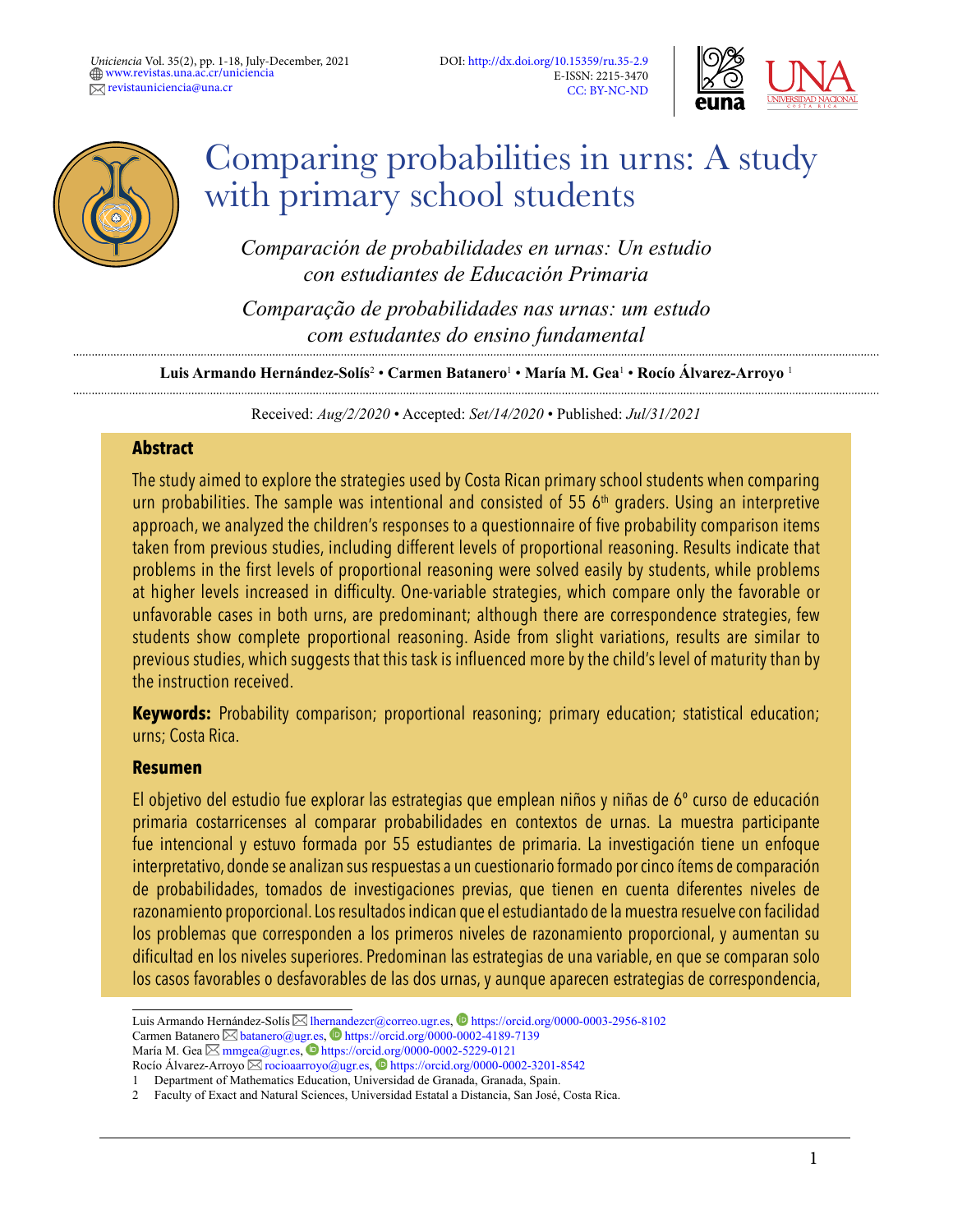# Comparing probabilities in urns: A study with primary school students

*Comparación de probabilidades en urnas: Un estudio con estudiantes de Educación Primaria*

*Comparação de probabilidades nas urnas: um estudo com estudantes do ensino fundamental*

**Luis Armando Hernández-Solís**[2] • **Carmen Batanero**[1] • **María M. Gea**[1] • **Rocío Álvarez-Arroyo**[1]

Received: *Aug/2/2020* • Accepted: *Set/14/2020* • Published: *Jul/31/2021*

## Abstract

The study aimed to explore the strategies used by Costa Rican primary school students when comparing urn probabilities. The sample was intentional and consisted of 55 6th graders. Using an interpretive approach, we analyzed the children's responses to a questionnaire of five probability comparison items taken from previous studies, including different levels of proportional reasoning. Results indicate that problems in the first levels of proportional reasoning were solved easily by students, while problems at higher levels increased in difficulty. One-variable strategies, which compare only the favorable or unfavorable cases in both urns, are predominant; although there are correspondence strategies, few students show complete proportional reasoning. Aside from slight variations, results are similar to previous studies, which suggests that this task is influenced more by the child's level of maturity than by the instruction received.

**Keywords:** Probability comparison; proportional reasoning; primary education; statistical education; urns; Costa Rica.

## Resumen

El objetivo del estudio fue explorar las estrategias que emplean niños y niñas de 6º curso de educación primaria costarricenses al comparar probabilidades en contextos de urnas. La muestra participante fue intencional y estuvo formada por 55 estudiantes de primaria. La investigación tiene un enfoque interpretativo, donde se analizan sus respuestas a un cuestionario formado por cinco ítems de comparación de probabilidades, tomados de investigaciones previas, que tienen en cuenta diferentes niveles de razonamiento proporcional. Los resultados indican que el estudiantado de la muestra resuelve con facilidad los problemas que corresponden a los primeros niveles de razonamiento proporcional, y aumentan su dificultad en los niveles superiores. Predominan las estrategias de una variable, en que se comparan solo los casos favorables o desfavorables de las dos urnas, y aunque aparecen estrategias de correspondencia,

---

Luis Armando Hernández-Solís lhernandezcr@correo.ugr.es, https://orcid.org/0000-0003-2956-8102
Carmen Batanero batanero@ugr.es, https://orcid.org/0000-0002-4189-7139
María M. Gea mmgea@ugr.es, https://orcid.org/0000-0002-5229-0121
Rocío Álvarez-Arroyo rocioaarroyo@ugr.es, https://orcid.org/0000-0002-3201-8542

1 Department of Mathematics Education, Universidad de Granada, Granada, Spain.
2 Faculty of Exact and Natural Sciences, Universidad Estatal a Distancia, San José, Costa Rica.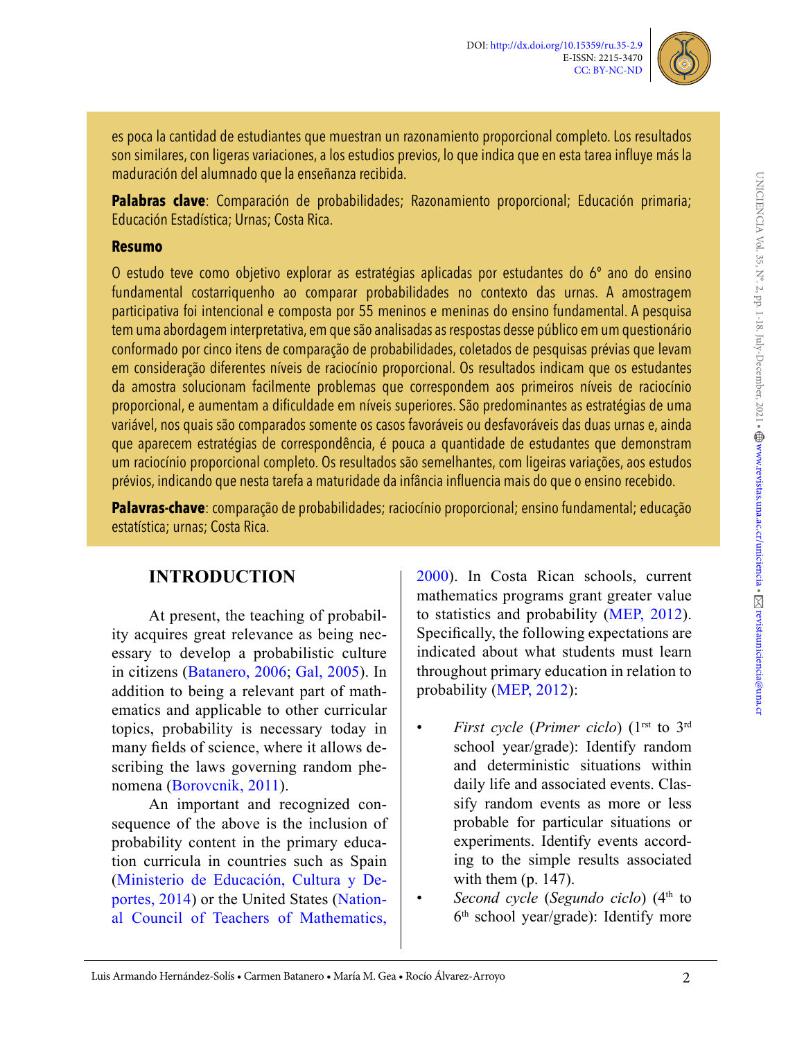es poca la cantidad de estudiantes que muestran un razonamiento proporcional completo. Los resultados son similares, con ligeras variaciones, a los estudios previos, lo que indica que en esta tarea influye más la maduración del alumnado que la enseñanza recibida.

**Palabras clave**: Comparación de probabilidades; Razonamiento proporcional; Educación primaria; Educación Estadística; Urnas; Costa Rica.

**Resumo**

O estudo teve como objetivo explorar as estratégias aplicadas por estudantes do 6º ano do ensino fundamental costarriquenho ao comparar probabilidades no contexto das urnas. A amostragem participativa foi intencional e composta por 55 meninos e meninas do ensino fundamental. A pesquisa tem uma abordagem interpretativa, em que são analisadas as respostas desse público em um questionário conformado por cinco itens de comparação de probabilidades, coletados de pesquisas prévias que levam em consideração diferentes níveis de raciocínio proporcional. Os resultados indicam que os estudantes da amostra solucionam facilmente problemas que correspondem aos primeiros níveis de raciocínio proporcional, e aumentam a dificuldade em níveis superiores. São predominantes as estratégias de uma variável, nos quais são comparados somente os casos favoráveis ou desfavoráveis das duas urnas e, ainda que aparecem estratégias de correspondência, é pouca a quantidade de estudantes que demonstram um raciocínio proporcional completo. Os resultados são semelhantes, com ligeiras variações, aos estudos prévios, indicando que nesta tarefa a maturidade da infância influencia mais do que o ensino recebido.

**Palavras-chave**: comparação de probabilidades; raciocínio proporcional; ensino fundamental; educação estatística; urnas; Costa Rica.

## INTRODUCTION

At present, the teaching of probability acquires great relevance as being necessary to develop a probabilistic culture in citizens (Batanero, 2006; Gal, 2005). In addition to being a relevant part of mathematics and applicable to other curricular topics, probability is necessary today in many fields of science, where it allows describing the laws governing random phenomena (Borovcnik, 2011).

An important and recognized consequence of the above is the inclusion of probability content in the primary education curricula in countries such as Spain (Ministerio de Educación, Cultura y Deportes, 2014) or the United States (National Council of Teachers of Mathematics, 2000). In Costa Rican schools, current mathematics programs grant greater value to statistics and probability (MEP, 2012). Specifically, the following expectations are indicated about what students must learn throughout primary education in relation to probability (MEP, 2012):

- *First cycle* (*Primer ciclo*) (1rst to 3rd school year/grade): Identify random and deterministic situations within daily life and associated events. Classify random events as more or less probable for particular situations or experiments. Identify events according to the simple results associated with them (p. 147).
- *Second cycle* (*Segundo ciclo*) (4th to 6th school year/grade): Identify more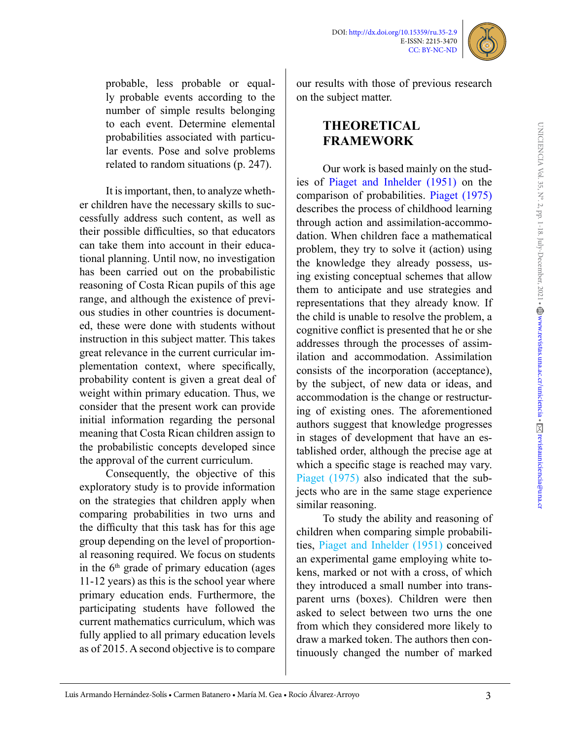probable, less probable or equally probable events according to the number of simple results belonging to each event. Determine elemental probabilities associated with particular events. Pose and solve problems related to random situations (p. 247).

It is important, then, to analyze whether children have the necessary skills to successfully address such content, as well as their possible difficulties, so that educators can take them into account in their educational planning. Until now, no investigation has been carried out on the probabilistic reasoning of Costa Rican pupils of this age range, and although the existence of previous studies in other countries is documented, these were done with students without instruction in this subject matter. This takes great relevance in the current curricular implementation context, where specifically, probability content is given a great deal of weight within primary education. Thus, we consider that the present work can provide initial information regarding the personal meaning that Costa Rican children assign to the probabilistic concepts developed since the approval of the current curriculum.

Consequently, the objective of this exploratory study is to provide information on the strategies that children apply when comparing probabilities in two urns and the difficulty that this task has for this age group depending on the level of proportional reasoning required. We focus on students in the 6th grade of primary education (ages 11-12 years) as this is the school year where primary education ends. Furthermore, the participating students have followed the current mathematics curriculum, which was fully applied to all primary education levels as of 2015. A second objective is to compare our results with those of previous research on the subject matter.

## THEORETICAL FRAMEWORK

Our work is based mainly on the studies of Piaget and Inhelder (1951) on the comparison of probabilities. Piaget (1975) describes the process of childhood learning through action and assimilation-accommodation. When children face a mathematical problem, they try to solve it (action) using the knowledge they already possess, using existing conceptual schemes that allow them to anticipate and use strategies and representations that they already know. If the child is unable to resolve the problem, a cognitive conflict is presented that he or she addresses through the processes of assimilation and accommodation. Assimilation consists of the incorporation (acceptance), by the subject, of new data or ideas, and accommodation is the change or restructuring of existing ones. The aforementioned authors suggest that knowledge progresses in stages of development that have an established order, although the precise age at which a specific stage is reached may vary. Piaget (1975) also indicated that the subjects who are in the same stage experience similar reasoning.

To study the ability and reasoning of children when comparing simple probabilities, Piaget and Inhelder (1951) conceived an experimental game employing white tokens, marked or not with a cross, of which they introduced a small number into transparent urns (boxes). Children were then asked to select between two urns the one from which they considered more likely to draw a marked token. The authors then continuously changed the number of marked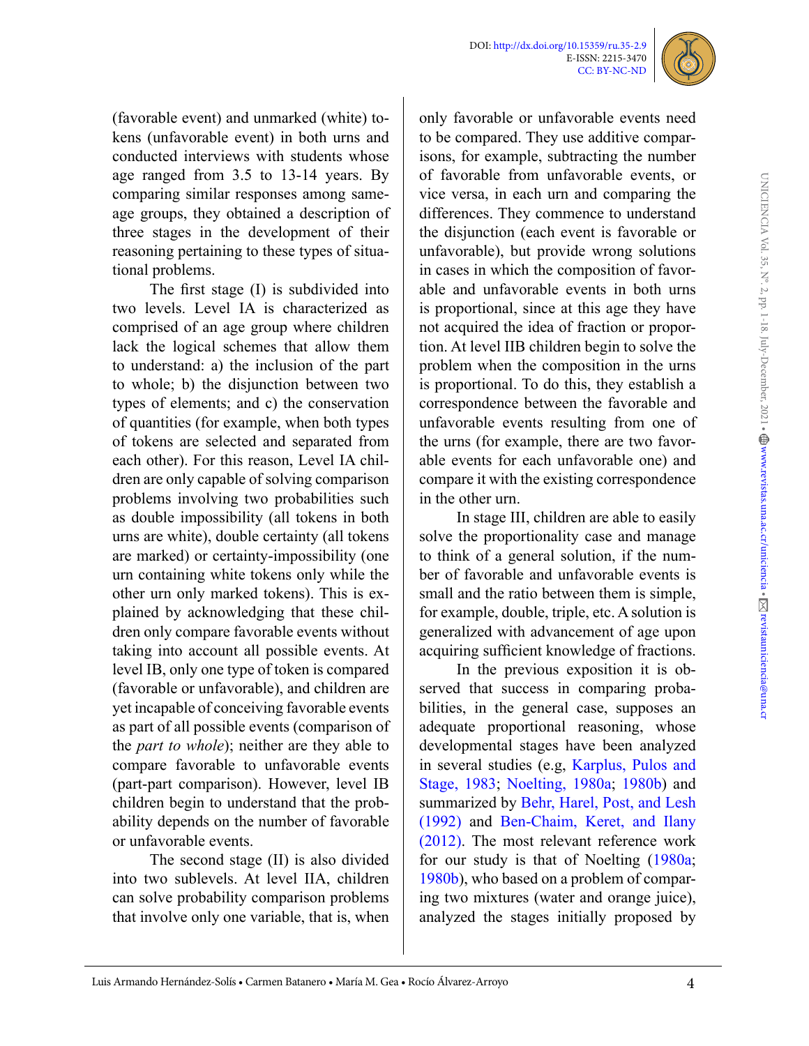(favorable event) and unmarked (white) tokens (unfavorable event) in both urns and conducted interviews with students whose age ranged from 3.5 to 13-14 years. By comparing similar responses among same-age groups, they obtained a description of three stages in the development of their reasoning pertaining to these types of situational problems.

The first stage (I) is subdivided into two levels. Level IA is characterized as comprised of an age group where children lack the logical schemes that allow them to understand: a) the inclusion of the part to whole; b) the disjunction between two types of elements; and c) the conservation of quantities (for example, when both types of tokens are selected and separated from each other). For this reason, Level IA children are only capable of solving comparison problems involving two probabilities such as double impossibility (all tokens in both urns are white), double certainty (all tokens are marked) or certainty-impossibility (one urn containing white tokens only while the other urn only marked tokens). This is explained by acknowledging that these children only compare favorable events without taking into account all possible events. At level IB, only one type of token is compared (favorable or unfavorable), and children are yet incapable of conceiving favorable events as part of all possible events (comparison of the *part to whole*); neither are they able to compare favorable to unfavorable events (part-part comparison). However, level IB children begin to understand that the probability depends on the number of favorable or unfavorable events.

The second stage (II) is also divided into two sublevels. At level IIA, children can solve probability comparison problems that involve only one variable, that is, when only favorable or unfavorable events need to be compared. They use additive comparisons, for example, subtracting the number of favorable from unfavorable events, or vice versa, in each urn and comparing the differences. They commence to understand the disjunction (each event is favorable or unfavorable), but provide wrong solutions in cases in which the composition of favorable and unfavorable events in both urns is proportional, since at this age they have not acquired the idea of fraction or proportion. At level IIB children begin to solve the problem when the composition in the urns is proportional. To do this, they establish a correspondence between the favorable and unfavorable events resulting from one of the urns (for example, there are two favorable events for each unfavorable one) and compare it with the existing correspondence in the other urn.

In stage III, children are able to easily solve the proportionality case and manage to think of a general solution, if the number of favorable and unfavorable events is small and the ratio between them is simple, for example, double, triple, etc. A solution is generalized with advancement of age upon acquiring sufficient knowledge of fractions.

In the previous exposition it is observed that success in comparing probabilities, in the general case, supposes an adequate proportional reasoning, whose developmental stages have been analyzed in several studies (e.g, Karplus, Pulos and Stage, 1983; Noelting, 1980a; 1980b) and summarized by Behr, Harel, Post, and Lesh (1992) and Ben-Chaim, Keret, and Ilany (2012). The most relevant reference work for our study is that of Noelting (1980a; 1980b), who based on a problem of comparing two mixtures (water and orange juice), analyzed the stages initially proposed by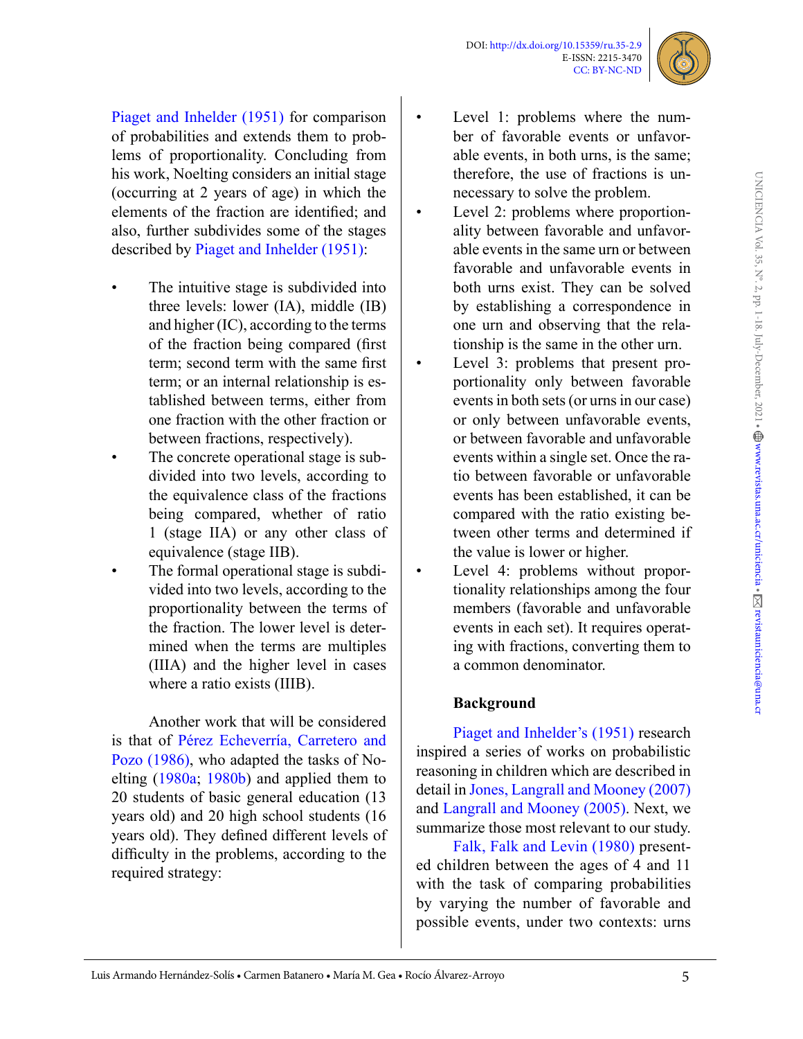Piaget and Inhelder (1951) for comparison of probabilities and extends them to problems of proportionality. Concluding from his work, Noelting considers an initial stage (occurring at 2 years of age) in which the elements of the fraction are identified; and also, further subdivides some of the stages described by Piaget and Inhelder (1951):

- The intuitive stage is subdivided into three levels: lower (IA), middle (IB) and higher (IC), according to the terms of the fraction being compared (first term; second term with the same first term; or an internal relationship is established between terms, either from one fraction with the other fraction or between fractions, respectively).
- The concrete operational stage is subdivided into two levels, according to the equivalence class of the fractions being compared, whether of ratio 1 (stage IIA) or any other class of equivalence (stage IIB).
- The formal operational stage is subdivided into two levels, according to the proportionality between the terms of the fraction. The lower level is determined when the terms are multiples (IIIA) and the higher level in cases where a ratio exists (IIIB).

Another work that will be considered is that of Pérez Echeverría, Carretero and Pozo (1986), who adapted the tasks of Noelting (1980a; 1980b) and applied them to 20 students of basic general education (13 years old) and 20 high school students (16 years old). They defined different levels of difficulty in the problems, according to the required strategy:

- Level 1: problems where the number of favorable events or unfavorable events, in both urns, is the same; therefore, the use of fractions is unnecessary to solve the problem.
- Level 2: problems where proportionality between favorable and unfavorable events in the same urn or between favorable and unfavorable events in both urns exist. They can be solved by establishing a correspondence in one urn and observing that the relationship is the same in the other urn.
- Level 3: problems that present proportionality only between favorable events in both sets (or urns in our case) or only between unfavorable events, or between favorable and unfavorable events within a single set. Once the ratio between favorable or unfavorable events has been established, it can be compared with the ratio existing between other terms and determined if the value is lower or higher.
- Level 4: problems without proportionality relationships among the four members (favorable and unfavorable events in each set). It requires operating with fractions, converting them to a common denominator.

## Background

Piaget and Inhelder's (1951) research inspired a series of works on probabilistic reasoning in children which are described in detail in Jones, Langrall and Mooney (2007) and Langrall and Mooney (2005). Next, we summarize those most relevant to our study.

Falk, Falk and Levin (1980) presented children between the ages of 4 and 11 with the task of comparing probabilities by varying the number of favorable and possible events, under two contexts: urns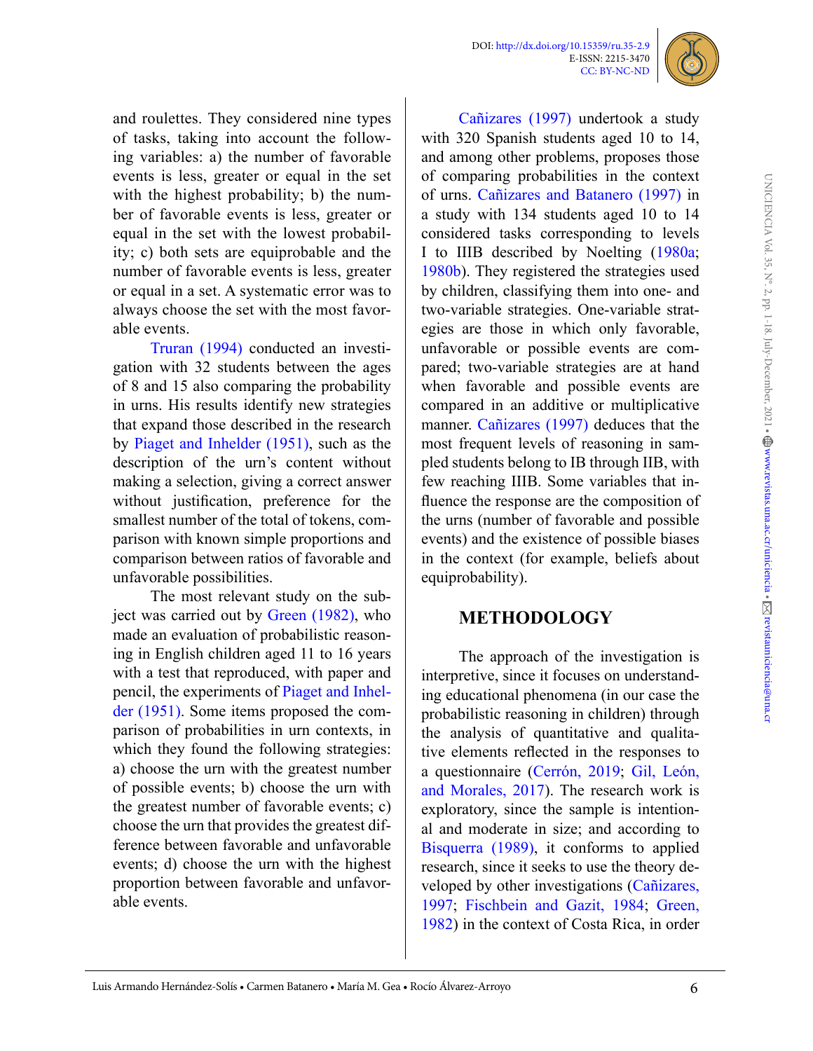and roulettes. They considered nine types of tasks, taking into account the following variables: a) the number of favorable events is less, greater or equal in the set with the highest probability; b) the number of favorable events is less, greater or equal in the set with the lowest probability; c) both sets are equiprobable and the number of favorable events is less, greater or equal in a set. A systematic error was to always choose the set with the most favorable events.

Truran (1994) conducted an investigation with 32 students between the ages of 8 and 15 also comparing the probability in urns. His results identify new strategies that expand those described in the research by Piaget and Inhelder (1951), such as the description of the urn's content without making a selection, giving a correct answer without justification, preference for the smallest number of the total of tokens, comparison with known simple proportions and comparison between ratios of favorable and unfavorable possibilities.

The most relevant study on the subject was carried out by Green (1982), who made an evaluation of probabilistic reasoning in English children aged 11 to 16 years with a test that reproduced, with paper and pencil, the experiments of Piaget and Inhelder (1951). Some items proposed the comparison of probabilities in urn contexts, in which they found the following strategies: a) choose the urn with the greatest number of possible events; b) choose the urn with the greatest number of favorable events; c) choose the urn that provides the greatest difference between favorable and unfavorable events; d) choose the urn with the highest proportion between favorable and unfavorable events.

Cañizares (1997) undertook a study with 320 Spanish students aged 10 to 14, and among other problems, proposes those of comparing probabilities in the context of urns. Cañizares and Batanero (1997) in a study with 134 students aged 10 to 14 considered tasks corresponding to levels I to IIIB described by Noelting (1980a; 1980b). They registered the strategies used by children, classifying them into one- and two-variable strategies. One-variable strategies are those in which only favorable, unfavorable or possible events are compared; two-variable strategies are at hand when favorable and possible events are compared in an additive or multiplicative manner. Cañizares (1997) deduces that the most frequent levels of reasoning in sampled students belong to IB through IIB, with few reaching IIIB. Some variables that influence the response are the composition of the urns (number of favorable and possible events) and the existence of possible biases in the context (for example, beliefs about equiprobability).

## METHODOLOGY

The approach of the investigation is interpretive, since it focuses on understanding educational phenomena (in our case the probabilistic reasoning in children) through the analysis of quantitative and qualitative elements reflected in the responses to a questionnaire (Cerrón, 2019; Gil, León, and Morales, 2017). The research work is exploratory, since the sample is intentional and moderate in size; and according to Bisquerra (1989), it conforms to applied research, since it seeks to use the theory developed by other investigations (Cañizares, 1997; Fischbein and Gazit, 1984; Green, 1982) in the context of Costa Rica, in order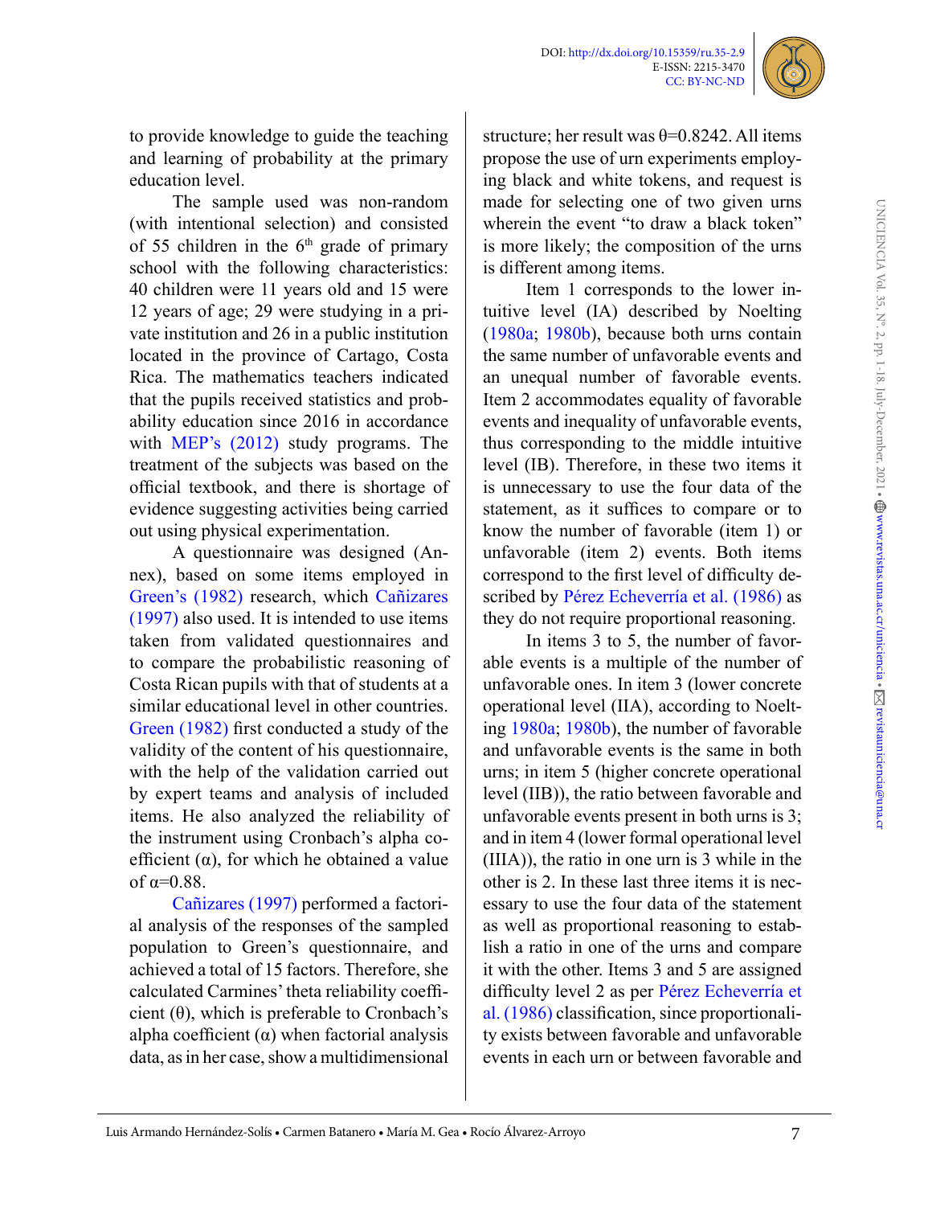to provide knowledge to guide the teaching and learning of probability at the primary education level.

The sample used was non-random (with intentional selection) and consisted of 55 children in the 6th grade of primary school with the following characteristics: 40 children were 11 years old and 15 were 12 years of age; 29 were studying in a private institution and 26 in a public institution located in the province of Cartago, Costa Rica. The mathematics teachers indicated that the pupils received statistics and probability education since 2016 in accordance with MEP's (2012) study programs. The treatment of the subjects was based on the official textbook, and there is shortage of evidence suggesting activities being carried out using physical experimentation.

A questionnaire was designed (Annex), based on some items employed in Green's (1982) research, which Cañizares (1997) also used. It is intended to use items taken from validated questionnaires and to compare the probabilistic reasoning of Costa Rican pupils with that of students at a similar educational level in other countries. Green (1982) first conducted a study of the validity of the content of his questionnaire, with the help of the validation carried out by expert teams and analysis of included items. He also analyzed the reliability of the instrument using Cronbach's alpha coefficient ($\alpha$), for which he obtained a value of $\alpha$=0.88.

Cañizares (1997) performed a factorial analysis of the responses of the sampled population to Green's questionnaire, and achieved a total of 15 factors. Therefore, she calculated Carmines' theta reliability coefficient ($\theta$), which is preferable to Cronbach's alpha coefficient ($\alpha$) when factorial analysis data, as in her case, show a multidimensional structure; her result was $\theta$=0.8242. All items propose the use of urn experiments employing black and white tokens, and request is made for selecting one of two given urns wherein the event "to draw a black token" is more likely; the composition of the urns is different among items.

Item 1 corresponds to the lower intuitive level (IA) described by Noelting (1980a; 1980b), because both urns contain the same number of unfavorable events and an unequal number of favorable events. Item 2 accommodates equality of favorable events and inequality of unfavorable events, thus corresponding to the middle intuitive level (IB). Therefore, in these two items it is unnecessary to use the four data of the statement, as it suffices to compare or to know the number of favorable (item 1) or unfavorable (item 2) events. Both items correspond to the first level of difficulty described by Pérez Echeverría et al. (1986) as they do not require proportional reasoning.

In items 3 to 5, the number of favorable events is a multiple of the number of unfavorable ones. In item 3 (lower concrete operational level (IIA), according to Noelting 1980a; 1980b), the number of favorable and unfavorable events is the same in both urns; in item 5 (higher concrete operational level (IIB)), the ratio between favorable and unfavorable events present in both urns is 3; and in item 4 (lower formal operational level (IIIA)), the ratio in one urn is 3 while in the other is 2. In these last three items it is necessary to use the four data of the statement as well as proportional reasoning to establish a ratio in one of the urns and compare it with the other. Items 3 and 5 are assigned difficulty level 2 as per Pérez Echeverría et al. (1986) classification, since proportionality exists between favorable and unfavorable events in each urn or between favorable and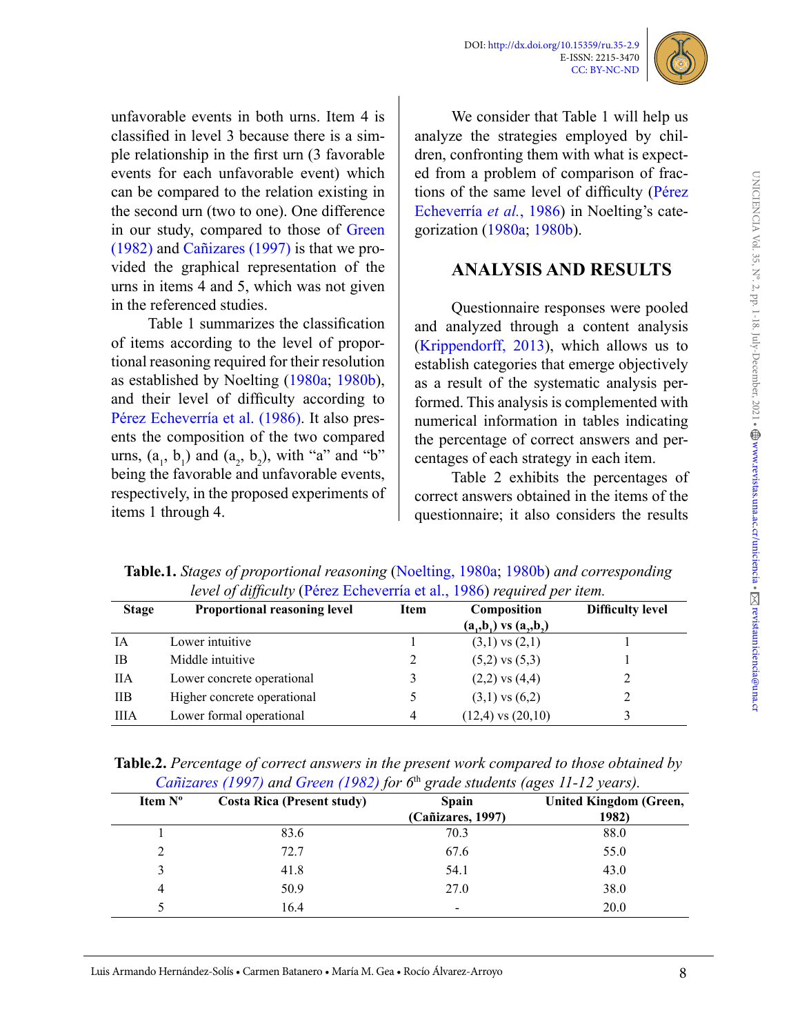unfavorable events in both urns. Item 4 is classified in level 3 because there is a simple relationship in the first urn (3 favorable events for each unfavorable event) which can be compared to the relation existing in the second urn (two to one). One difference in our study, compared to those of Green (1982) and Cañizares (1997) is that we provided the graphical representation of the urns in items 4 and 5, which was not given in the referenced studies.

Table 1 summarizes the classification of items according to the level of proportional reasoning required for their resolution as established by Noelting (1980a; 1980b), and their level of difficulty according to Pérez Echeverría et al. (1986). It also presents the composition of the two compared urns, ($a_1$, $b_1$) and ($a_2$, $b_2$), with "a" and "b" being the favorable and unfavorable events, respectively, in the proposed experiments of items 1 through 4.

We consider that Table 1 will help us analyze the strategies employed by children, confronting them with what is expected from a problem of comparison of fractions of the same level of difficulty (Pérez Echeverría *et al.*, 1986) in Noelting's categorization (1980a; 1980b).

## ANALYSIS AND RESULTS

Questionnaire responses were pooled and analyzed through a content analysis (Krippendorff, 2013), which allows us to establish categories that emerge objectively as a result of the systematic analysis performed. This analysis is complemented with numerical information in tables indicating the percentage of correct answers and percentages of each strategy in each item.

Table 2 exhibits the percentages of correct answers obtained in the items of the questionnaire; it also considers the results

**Table.1.** *Stages of proportional reasoning* (Noelting, 1980a; 1980b) *and corresponding level of difficulty* (Pérez Echeverría et al., 1986) *required per item.*

| Stage | Proportional reasoning level | Item | Composition ($a_1$,$b_1$) vs ($a_2$,$b_2$) | Difficulty level |
|---|---|---|---|---|
| IA | Lower intuitive | 1 | (3,1) vs (2,1) | 1 |
| IB | Middle intuitive | 2 | (5,2) vs (5,3) | 1 |
| IIA | Lower concrete operational | 3 | (2,2) vs (4,4) | 2 |
| IIB | Higher concrete operational | 5 | (3,1) vs (6,2) | 2 |
| IIIA | Lower formal operational | 4 | (12,4) vs (20,10) | 3 |

**Table.2.** *Percentage of correct answers in the present work compared to those obtained by* Cañizares (1997) *and* Green (1982) *for 6th grade students (ages 11-12 years).*

| Item Nº | Costa Rica (Present study) | Spain (Cañizares, 1997) | United Kingdom (Green, 1982) |
|---|---|---|---|
| 1 | 83.6 | 70.3 | 88.0 |
| 2 | 72.7 | 67.6 | 55.0 |
| 3 | 41.8 | 54.1 | 43.0 |
| 4 | 50.9 | 27.0 | 38.0 |
| 5 | 16.4 | - | 20.0 |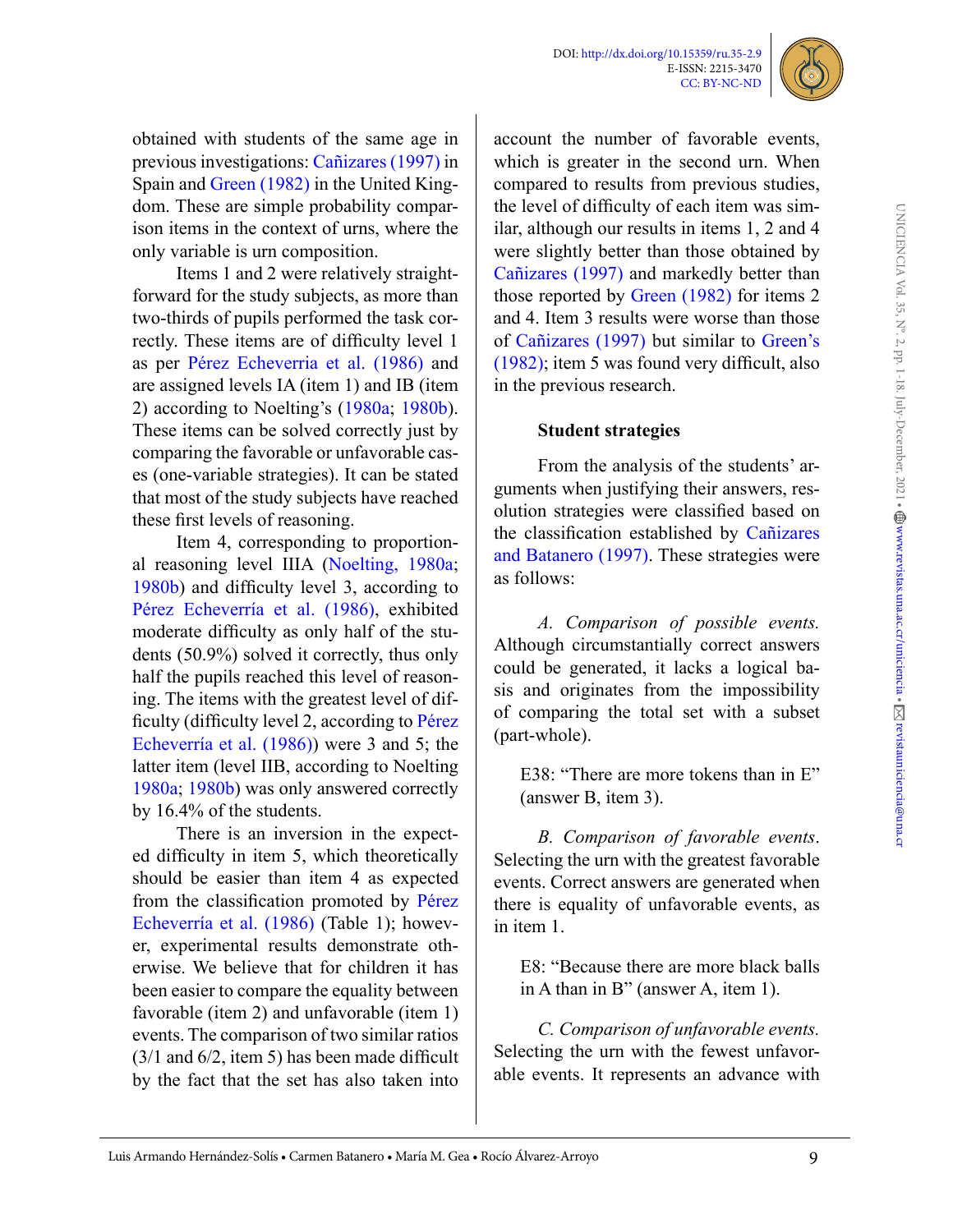obtained with students of the same age in previous investigations: Cañizares (1997) in Spain and Green (1982) in the United Kingdom. These are simple probability comparison items in the context of urns, where the only variable is urn composition.

Items 1 and 2 were relatively straightforward for the study subjects, as more than two-thirds of pupils performed the task correctly. These items are of difficulty level 1 as per Pérez Echeverria et al. (1986) and are assigned levels IA (item 1) and IB (item 2) according to Noelting's (1980a; 1980b). These items can be solved correctly just by comparing the favorable or unfavorable cases (one-variable strategies). It can be stated that most of the study subjects have reached these first levels of reasoning.

Item 4, corresponding to proportional reasoning level IIIA (Noelting, 1980a; 1980b) and difficulty level 3, according to Pérez Echeverría et al. (1986), exhibited moderate difficulty as only half of the students (50.9%) solved it correctly, thus only half the pupils reached this level of reasoning. The items with the greatest level of difficulty (difficulty level 2, according to Pérez Echeverría et al. (1986)) were 3 and 5; the latter item (level IIB, according to Noelting 1980a; 1980b) was only answered correctly by 16.4% of the students.

There is an inversion in the expected difficulty in item 5, which theoretically should be easier than item 4 as expected from the classification promoted by Pérez Echeverría et al. (1986) (Table 1); however, experimental results demonstrate otherwise. We believe that for children it has been easier to compare the equality between favorable (item 2) and unfavorable (item 1) events. The comparison of two similar ratios (3/1 and 6/2, item 5) has been made difficult by the fact that the set has also taken into account the number of favorable events, which is greater in the second urn. When compared to results from previous studies, the level of difficulty of each item was similar, although our results in items 1, 2 and 4 were slightly better than those obtained by Cañizares (1997) and markedly better than those reported by Green (1982) for items 2 and 4. Item 3 results were worse than those of Cañizares (1997) but similar to Green's (1982); item 5 was found very difficult, also in the previous research.

### Student strategies

From the analysis of the students' arguments when justifying their answers, resolution strategies were classified based on the classification established by Cañizares and Batanero (1997). These strategies were as follows:

*A. Comparison of possible events.* Although circumstantially correct answers could be generated, it lacks a logical basis and originates from the impossibility of comparing the total set with a subset (part-whole).

> E38: "There are more tokens than in E" (answer B, item 3).

*B. Comparison of favorable events*. Selecting the urn with the greatest favorable events. Correct answers are generated when there is equality of unfavorable events, as in item 1.

> E8: "Because there are more black balls in A than in B" (answer A, item 1).

*C. Comparison of unfavorable events.* Selecting the urn with the fewest unfavorable events. It represents an advance with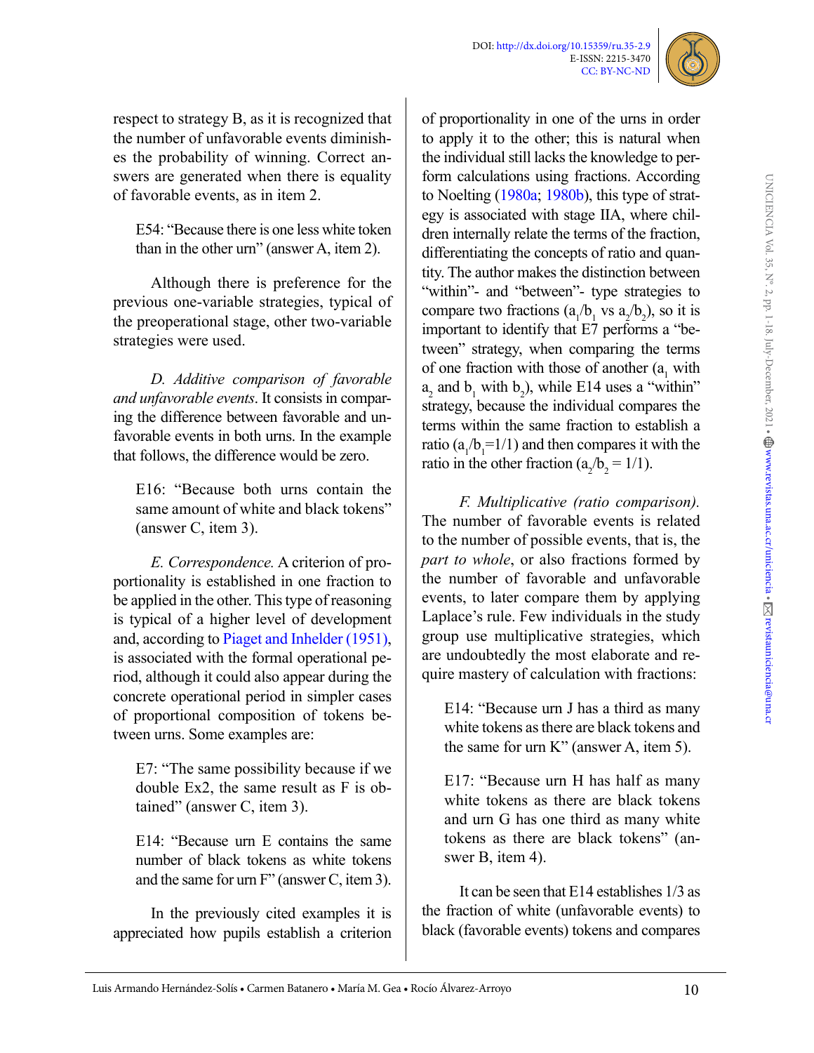respect to strategy B, as it is recognized that the number of unfavorable events diminishes the probability of winning. Correct answers are generated when there is equality of favorable events, as in item 2.

> E54: "Because there is one less white token than in the other urn" (answer A, item 2).

Although there is preference for the previous one-variable strategies, typical of the preoperational stage, other two-variable strategies were used.

*D. Additive comparison of favorable and unfavorable events*. It consists in comparing the difference between favorable and unfavorable events in both urns. In the example that follows, the difference would be zero.

> E16: "Because both urns contain the same amount of white and black tokens" (answer C, item 3).

*E. Correspondence.* A criterion of proportionality is established in one fraction to be applied in the other. This type of reasoning is typical of a higher level of development and, according to Piaget and Inhelder (1951), is associated with the formal operational period, although it could also appear during the concrete operational period in simpler cases of proportional composition of tokens between urns. Some examples are:

> E7: "The same possibility because if we double Ex2, the same result as F is obtained" (answer C, item 3).

> E14: "Because urn E contains the same number of black tokens as white tokens and the same for urn F" (answer C, item 3).

In the previously cited examples it is appreciated how pupils establish a criterion of proportionality in one of the urns in order to apply it to the other; this is natural when the individual still lacks the knowledge to perform calculations using fractions. According to Noelting (1980a; 1980b), this type of strategy is associated with stage IIA, where children internally relate the terms of the fraction, differentiating the concepts of ratio and quantity. The author makes the distinction between "within"- and "between"- type strategies to compare two fractions ($a_1/b_1$ vs $a_2/b_2$), so it is important to identify that E7 performs a "between" strategy, when comparing the terms of one fraction with those of another ($a_1$ with $a_2$ and $b_1$ with $b_2$), while E14 uses a "within" strategy, because the individual compares the terms within the same fraction to establish a ratio ($a_1/b_1=1/1$) and then compares it with the ratio in the other fraction ($a_2/b_2 = 1/1$).

*F. Multiplicative (ratio comparison).* The number of favorable events is related to the number of possible events, that is, the *part to whole*, or also fractions formed by the number of favorable and unfavorable events, to later compare them by applying Laplace's rule. Few individuals in the study group use multiplicative strategies, which are undoubtedly the most elaborate and require mastery of calculation with fractions:

> E14: "Because urn J has a third as many white tokens as there are black tokens and the same for urn K" (answer A, item 5).

> E17: "Because urn H has half as many white tokens as there are black tokens and urn G has one third as many white tokens as there are black tokens" (answer B, item 4).

It can be seen that E14 establishes 1/3 as the fraction of white (unfavorable events) to black (favorable events) tokens and compares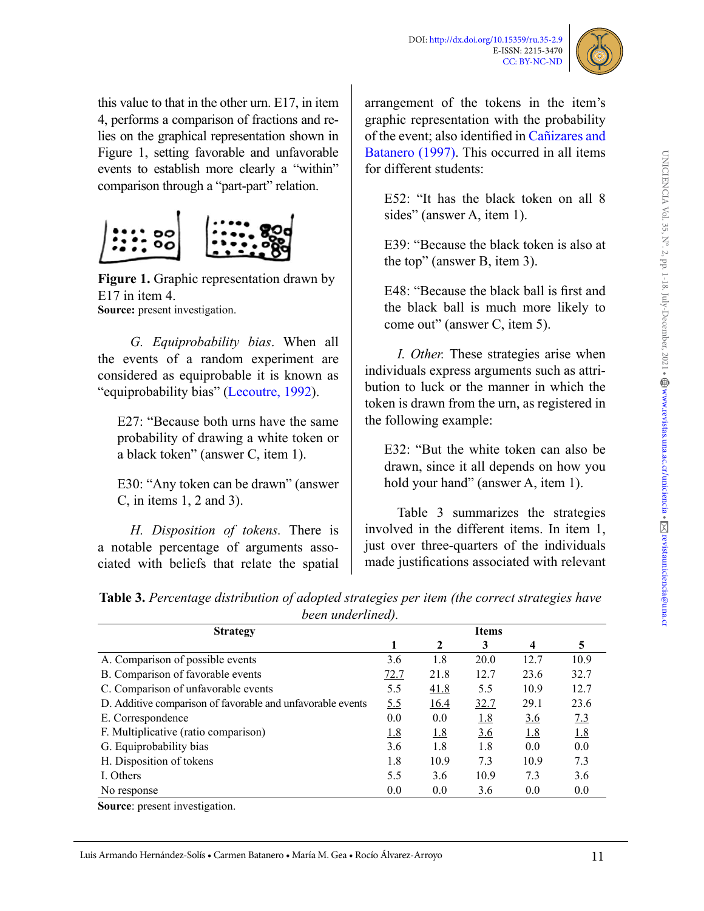this value to that in the other urn. E17, in item 4, performs a comparison of fractions and relies on the graphical representation shown in Figure 1, setting favorable and unfavorable events to establish more clearly a "within" comparison through a "part-part" relation.

**Figure 1.** Graphic representation drawn by E17 in item 4.
**Source:** present investigation.

*G. Equiprobability bias*. When all the events of a random experiment are considered as equiprobable it is known as "equiprobability bias" (Lecoutre, 1992).

> E27: "Because both urns have the same probability of drawing a white token or a black token" (answer C, item 1).

> E30: "Any token can be drawn" (answer C, in items 1, 2 and 3).

*H. Disposition of tokens.* There is a notable percentage of arguments associated with beliefs that relate the spatial arrangement of the tokens in the item's graphic representation with the probability of the event; also identified in Cañizares and Batanero (1997). This occurred in all items for different students:

> E52: "It has the black token on all 8 sides" (answer A, item 1).

> E39: "Because the black token is also at the top" (answer B, item 3).

> E48: "Because the black ball is first and the black ball is much more likely to come out" (answer C, item 5).

*I. Other.* These strategies arise when individuals express arguments such as attribution to luck or the manner in which the token is drawn from the urn, as registered in the following example:

> E32: "But the white token can also be drawn, since it all depends on how you hold your hand" (answer A, item 1).

Table 3 summarizes the strategies involved in the different items. In item 1, just over three-quarters of the individuals made justifications associated with relevant

**Table 3.** *Percentage distribution of adopted strategies per item (the correct strategies have been underlined).*

| Strategy | Items | | | | |
|---|---|---|---|---|---|
| | 1 | 2 | 3 | 4 | 5 |
| A. Comparison of possible events | 3.6 | 1.8 | 20.0 | 12.7 | 10.9 |
| B. Comparison of favorable events | <u>72.7</u> | 21.8 | 12.7 | 23.6 | 32.7 |
| C. Comparison of unfavorable events | 5.5 | <u>41.8</u> | 5.5 | 10.9 | 12.7 |
| D. Additive comparison of favorable and unfavorable events | <u>5.5</u> | <u>16.4</u> | <u>32.7</u> | 29.1 | 23.6 |
| E. Correspondence | 0.0 | 0.0 | <u>1.8</u> | <u>3.6</u> | <u>7.3</u> |
| F. Multiplicative (ratio comparison) | <u>1.8</u> | <u>1.8</u> | <u>3.6</u> | <u>1.8</u> | <u>1.8</u> |
| G. Equiprobability bias | 3.6 | 1.8 | 1.8 | 0.0 | 0.0 |
| H. Disposition of tokens | 1.8 | 10.9 | 7.3 | 10.9 | 7.3 |
| I. Others | 5.5 | 3.6 | 10.9 | 7.3 | 3.6 |
| No response | 0.0 | 0.0 | 3.6 | 0.0 | 0.0 |

**Source**: present investigation.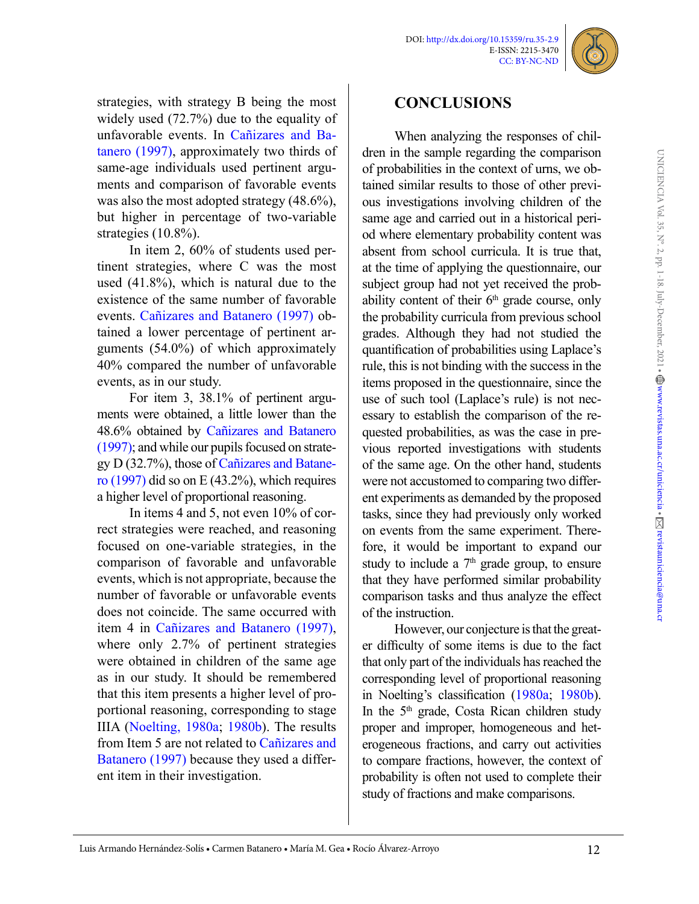strategies, with strategy B being the most widely used (72.7%) due to the equality of unfavorable events. In Cañizares and Batanero (1997), approximately two thirds of same-age individuals used pertinent arguments and comparison of favorable events was also the most adopted strategy (48.6%), but higher in percentage of two-variable strategies (10.8%).

In item 2, 60% of students used pertinent strategies, where C was the most used (41.8%), which is natural due to the existence of the same number of favorable events. Cañizares and Batanero (1997) obtained a lower percentage of pertinent arguments (54.0%) of which approximately 40% compared the number of unfavorable events, as in our study.

For item 3, 38.1% of pertinent arguments were obtained, a little lower than the 48.6% obtained by Cañizares and Batanero (1997); and while our pupils focused on strategy D (32.7%), those of Cañizares and Batanero (1997) did so on E (43.2%), which requires a higher level of proportional reasoning.

In items 4 and 5, not even 10% of correct strategies were reached, and reasoning focused on one-variable strategies, in the comparison of favorable and unfavorable events, which is not appropriate, because the number of favorable or unfavorable events does not coincide. The same occurred with item 4 in Cañizares and Batanero (1997), where only 2.7% of pertinent strategies were obtained in children of the same age as in our study. It should be remembered that this item presents a higher level of proportional reasoning, corresponding to stage IIIA (Noelting, 1980a; 1980b). The results from Item 5 are not related to Cañizares and Batanero (1997) because they used a different item in their investigation.

## CONCLUSIONS

When analyzing the responses of children in the sample regarding the comparison of probabilities in the context of urns, we obtained similar results to those of other previous investigations involving children of the same age and carried out in a historical period where elementary probability content was absent from school curricula. It is true that, at the time of applying the questionnaire, our subject group had not yet received the probability content of their 6th grade course, only the probability curricula from previous school grades. Although they had not studied the quantification of probabilities using Laplace's rule, this is not binding with the success in the items proposed in the questionnaire, since the use of such tool (Laplace's rule) is not necessary to establish the comparison of the requested probabilities, as was the case in previous reported investigations with students of the same age. On the other hand, students were not accustomed to comparing two different experiments as demanded by the proposed tasks, since they had previously only worked on events from the same experiment. Therefore, it would be important to expand our study to include a 7th grade group, to ensure that they have performed similar probability comparison tasks and thus analyze the effect of the instruction.

However, our conjecture is that the greater difficulty of some items is due to the fact that only part of the individuals has reached the corresponding level of proportional reasoning in Noelting's classification (1980a; 1980b). In the 5th grade, Costa Rican children study proper and improper, homogeneous and heterogeneous fractions, and carry out activities to compare fractions, however, the context of probability is often not used to complete their study of fractions and make comparisons.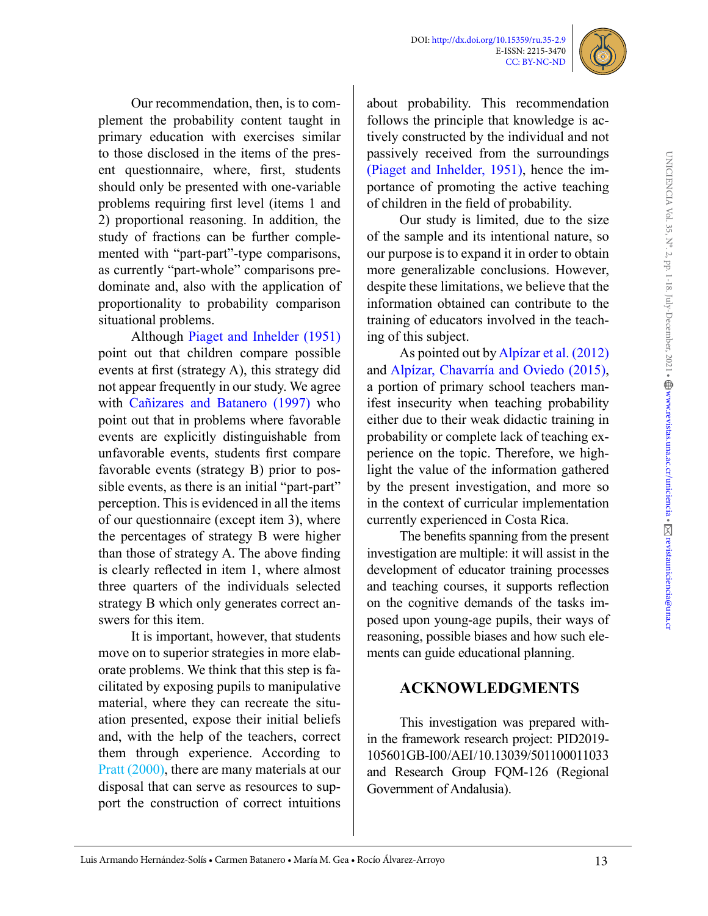Our recommendation, then, is to complement the probability content taught in primary education with exercises similar to those disclosed in the items of the present questionnaire, where, first, students should only be presented with one-variable problems requiring first level (items 1 and 2) proportional reasoning. In addition, the study of fractions can be further complemented with "part-part"-type comparisons, as currently "part-whole" comparisons predominate and, also with the application of proportionality to probability comparison situational problems.

Although Piaget and Inhelder (1951) point out that children compare possible events at first (strategy A), this strategy did not appear frequently in our study. We agree with Cañizares and Batanero (1997) who point out that in problems where favorable events are explicitly distinguishable from unfavorable events, students first compare favorable events (strategy B) prior to possible events, as there is an initial "part-part" perception. This is evidenced in all the items of our questionnaire (except item 3), where the percentages of strategy B were higher than those of strategy A. The above finding is clearly reflected in item 1, where almost three quarters of the individuals selected strategy B which only generates correct answers for this item.

It is important, however, that students move on to superior strategies in more elaborate problems. We think that this step is facilitated by exposing pupils to manipulative material, where they can recreate the situation presented, expose their initial beliefs and, with the help of the teachers, correct them through experience. According to Pratt (2000), there are many materials at our disposal that can serve as resources to support the construction of correct intuitions about probability. This recommendation follows the principle that knowledge is actively constructed by the individual and not passively received from the surroundings (Piaget and Inhelder, 1951), hence the importance of promoting the active teaching of children in the field of probability.

Our study is limited, due to the size of the sample and its intentional nature, so our purpose is to expand it in order to obtain more generalizable conclusions. However, despite these limitations, we believe that the information obtained can contribute to the training of educators involved in the teaching of this subject.

As pointed out by Alpízar et al. (2012) and Alpízar, Chavarría and Oviedo (2015), a portion of primary school teachers manifest insecurity when teaching probability either due to their weak didactic training in probability or complete lack of teaching experience on the topic. Therefore, we highlight the value of the information gathered by the present investigation, and more so in the context of curricular implementation currently experienced in Costa Rica.

The benefits spanning from the present investigation are multiple: it will assist in the development of educator training processes and teaching courses, it supports reflection on the cognitive demands of the tasks imposed upon young-age pupils, their ways of reasoning, possible biases and how such elements can guide educational planning.

## ACKNOWLEDGMENTS

This investigation was prepared within the framework research project: PID2019-105601GB-I00/AEI/10.13039/501100011033 and Research Group FQM-126 (Regional Government of Andalusia).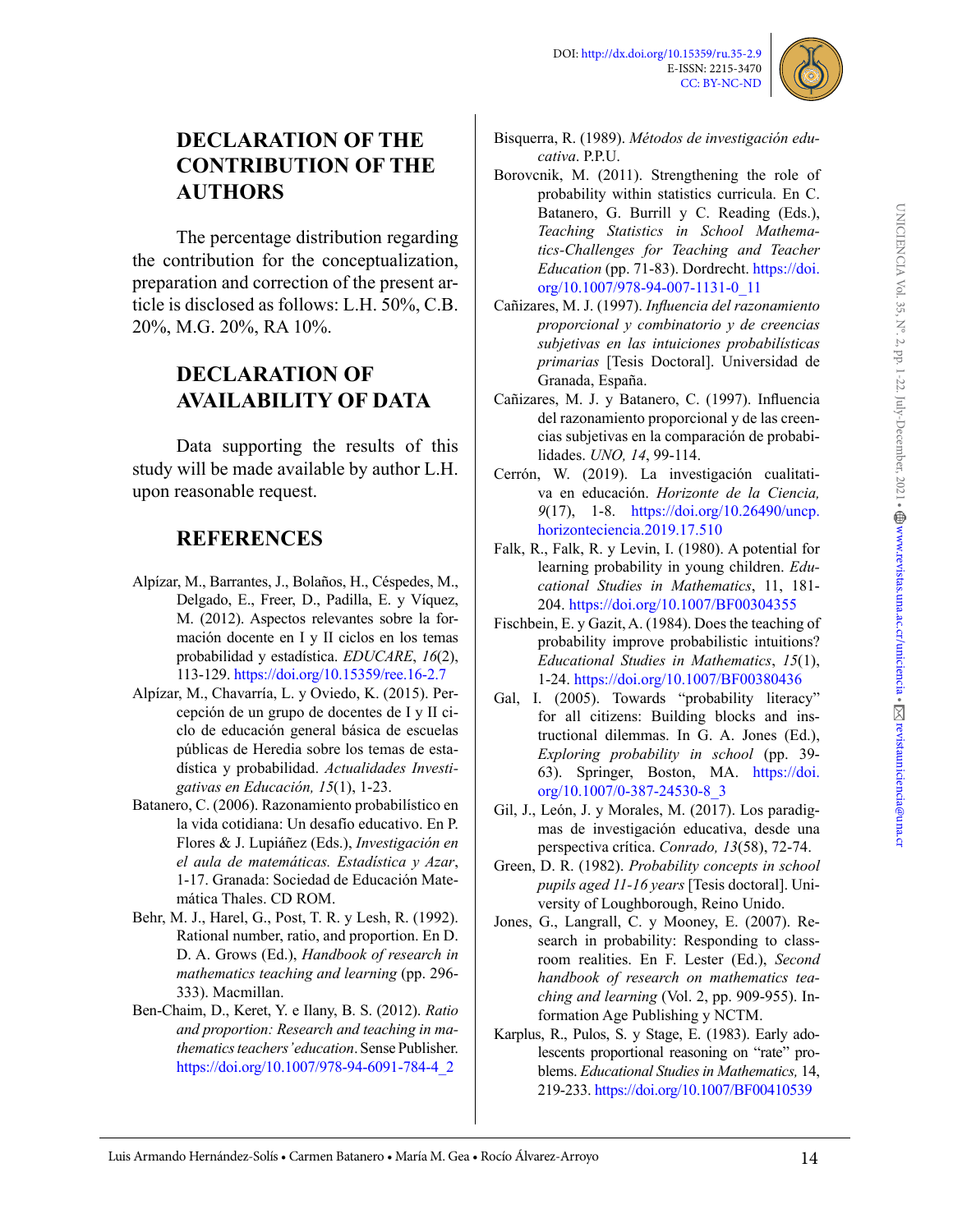## DECLARATION OF THE CONTRIBUTION OF THE AUTHORS

The percentage distribution regarding the contribution for the conceptualization, preparation and correction of the present article is disclosed as follows: L.H. 50%, C.B. 20%, M.G. 20%, RA 10%.

## DECLARATION OF AVAILABILITY OF DATA

Data supporting the results of this study will be made available by author L.H. upon reasonable request.

## REFERENCES

Alpízar, M., Barrantes, J., Bolaños, H., Céspedes, M., Delgado, E., Freer, D., Padilla, E. y Víquez, M. (2012). Aspectos relevantes sobre la formación docente en I y II ciclos en los temas probabilidad y estadística. *EDUCARE*, *16*(2), 113-129. https://doi.org/10.15359/ree.16-2.7

Alpízar, M., Chavarría, L. y Oviedo, K. (2015). Percepción de un grupo de docentes de I y II ciclo de educación general básica de escuelas públicas de Heredia sobre los temas de estadística y probabilidad. *Actualidades Investigativas en Educación, 15*(1), 1-23.

Batanero, C. (2006). Razonamiento probabilístico en la vida cotidiana: Un desafío educativo. En P. Flores & J. Lupiáñez (Eds.), *Investigación en el aula de matemáticas. Estadística y Azar*, 1-17. Granada: Sociedad de Educación Matemática Thales. CD ROM.

Behr, M. J., Harel, G., Post, T. R. y Lesh, R. (1992). Rational number, ratio, and proportion. En D. D. A. Grows (Ed.), *Handbook of research in mathematics teaching and learning* (pp. 296-333). Macmillan.

Ben-Chaim, D., Keret, Y. e Ilany, B. S. (2012). *Ratio and proportion: Research and teaching in mathematics teachers' education*. Sense Publisher. https://doi.org/10.1007/978-94-6091-784-4_2

Bisquerra, R. (1989). *Métodos de investigación educativa*. P.P.U.

Borovcnik, M. (2011). Strengthening the role of probability within statistics curricula. En C. Batanero, G. Burrill y C. Reading (Eds.), *Teaching Statistics in School Mathematics-Challenges for Teaching and Teacher Education* (pp. 71-83). Dordrecht. https://doi.org/10.1007/978-94-007-1131-0_11

Cañizares, M. J. (1997). *Influencia del razonamiento proporcional y combinatorio y de creencias subjetivas en las intuiciones probabilísticas primarias* [Tesis Doctoral]. Universidad de Granada, España.

Cañizares, M. J. y Batanero, C. (1997). Influencia del razonamiento proporcional y de las creencias subjetivas en la comparación de probabilidades. *UNO, 14*, 99-114.

Cerrón, W. (2019). La investigación cualitativa en educación. *Horizonte de la Ciencia, 9*(17), 1-8. https://doi.org/10.26490/uncp.horizonteciencia.2019.17.510

Falk, R., Falk, R. y Levin, I. (1980). A potential for learning probability in young children. *Educational Studies in Mathematics*, 11, 181-204. https://doi.org/10.1007/BF00304355

Fischbein, E. y Gazit, A. (1984). Does the teaching of probability improve probabilistic intuitions? *Educational Studies in Mathematics*, *15*(1), 1-24. https://doi.org/10.1007/BF00380436

Gal, I. (2005). Towards "probability literacy" for all citizens: Building blocks and instructional dilemmas. In G. A. Jones (Ed.), *Exploring probability in school* (pp. 39-63). Springer, Boston, MA. https://doi.org/10.1007/0-387-24530-8_3

Gil, J., León, J. y Morales, M. (2017). Los paradigmas de investigación educativa, desde una perspectiva crítica. *Conrado, 13*(58), 72-74.

Green, D. R. (1982). *Probability concepts in school pupils aged 11-16 years* [Tesis doctoral]. University of Loughborough, Reino Unido.

Jones, G., Langrall, C. y Mooney, E. (2007). Research in probability: Responding to classroom realities. En F. Lester (Ed.), *Second handbook of research on mathematics teaching and learning* (Vol. 2, pp. 909-955). Information Age Publishing y NCTM.

Karplus, R., Pulos, S. y Stage, E. (1983). Early adolescents proportional reasoning on "rate" problems. *Educational Studies in Mathematics,* 14, 219-233. https://doi.org/10.1007/BF00410539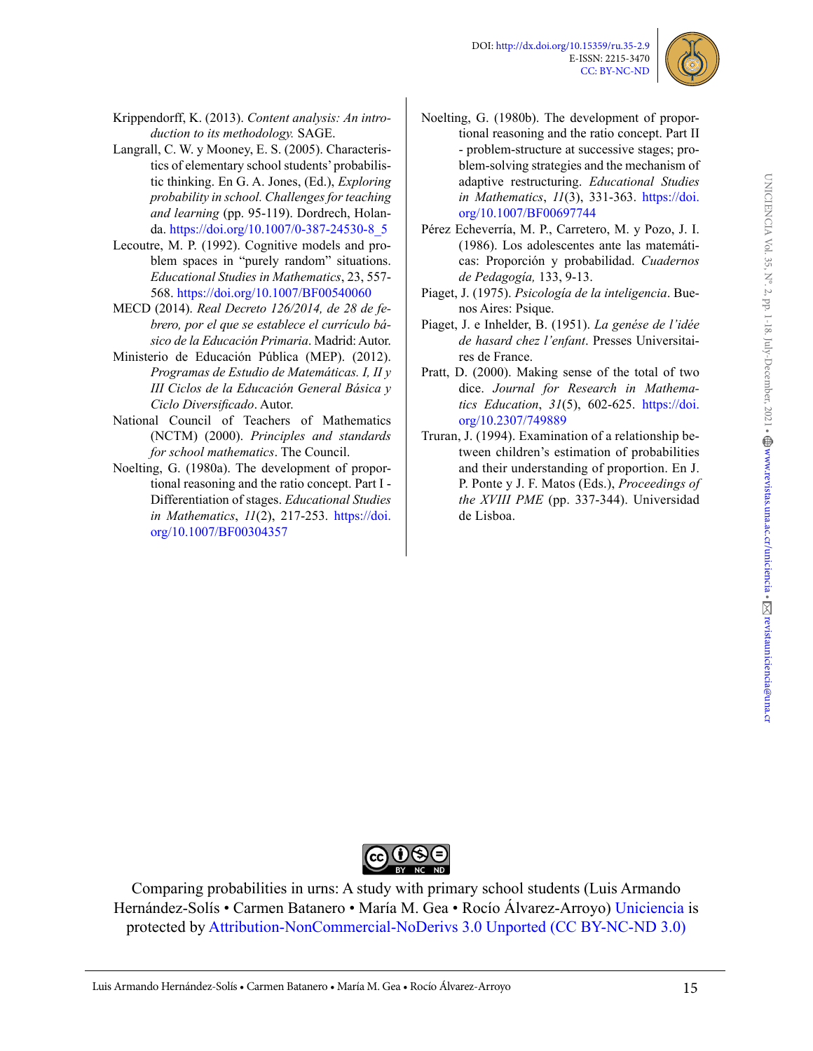Krippendorff, K. (2013). *Content analysis: An introduction to its methodology.* SAGE.

Langrall, C. W. y Mooney, E. S. (2005). Characteristics of elementary school students' probabilistic thinking. En G. A. Jones, (Ed.), *Exploring probability in school. Challenges for teaching and learning* (pp. 95-119). Dordrech, Holanda. https://doi.org/10.1007/0-387-24530-8_5

Lecoutre, M. P. (1992). Cognitive models and problem spaces in "purely random" situations. *Educational Studies in Mathematics*, 23, 557-568. https://doi.org/10.1007/BF00540060

MECD (2014). *Real Decreto 126/2014, de 28 de febrero, por el que se establece el currículo básico de la Educación Primaria*. Madrid: Autor.

Ministerio de Educación Pública (MEP). (2012). *Programas de Estudio de Matemáticas. I, II y III Ciclos de la Educación General Básica y Ciclo Diversificado*. Autor.

National Council of Teachers of Mathematics (NCTM) (2000). *Principles and standards for school mathematics*. The Council.

Noelting, G. (1980a). The development of proportional reasoning and the ratio concept. Part I - Differentiation of stages. *Educational Studies in Mathematics*, *11*(2), 217-253. https://doi.org/10.1007/BF00304357

Noelting, G. (1980b). The development of proportional reasoning and the ratio concept. Part II - problem-structure at successive stages; problem-solving strategies and the mechanism of adaptive restructuring. *Educational Studies in Mathematics*, *11*(3), 331-363. https://doi.org/10.1007/BF00697744

Pérez Echeverría, M. P., Carretero, M. y Pozo, J. I. (1986). Los adolescentes ante las matemáticas: Proporción y probabilidad. *Cuadernos de Pedagogía,* 133, 9-13.

Piaget, J. (1975). *Psicología de la inteligencia*. Buenos Aires: Psique.

Piaget, J. e Inhelder, B. (1951). *La genése de l'idée de hasard chez l'enfant*. Presses Universitaires de France.

Pratt, D. (2000). Making sense of the total of two dice. *Journal for Research in Mathematics Education*, *31*(5), 602-625. https://doi.org/10.2307/749889

Truran, J. (1994). Examination of a relationship between children's estimation of probabilities and their understanding of proportion. En J. P. Ponte y J. F. Matos (Eds.), *Proceedings of the XVIII PME* (pp. 337-344). Universidad de Lisboa.

Comparing probabilities in urns: A study with primary school students (Luis Armando Hernández-Solís • Carmen Batanero • María M. Gea • Rocío Álvarez-Arroyo) Uniciencia is protected by Attribution-NonCommercial-NoDerivs 3.0 Unported (CC BY-NC-ND 3.0)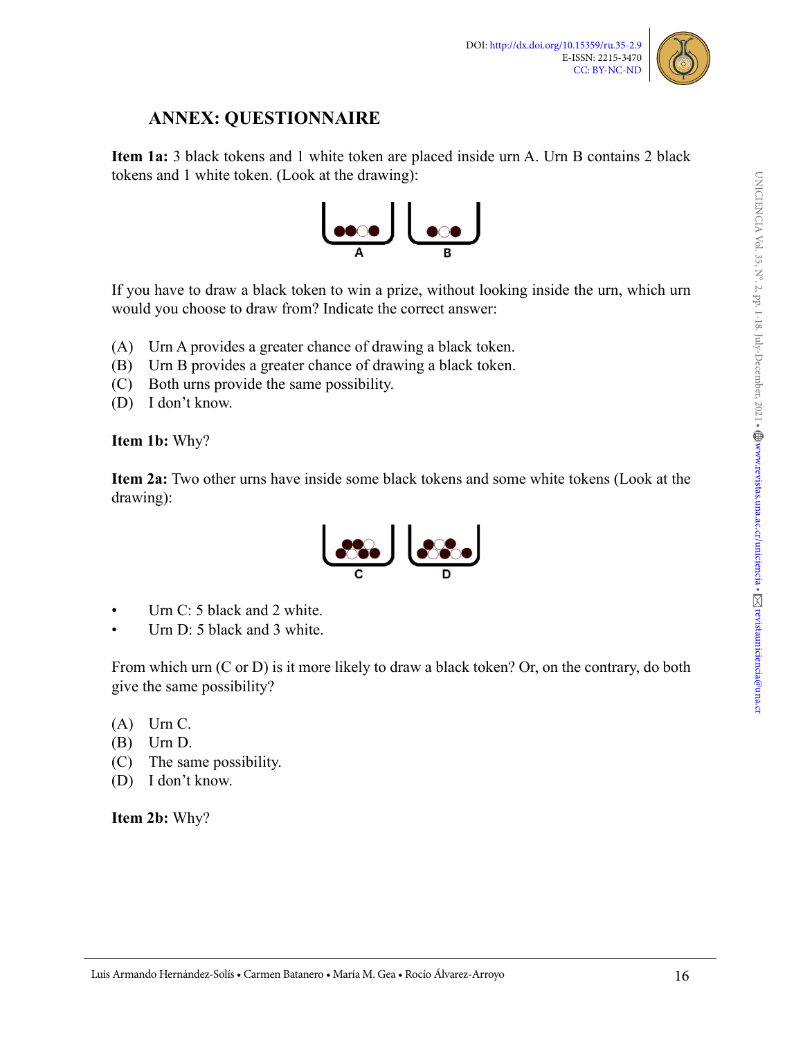## ANNEX: QUESTIONNAIRE

**Item 1a:** 3 black tokens and 1 white token are placed inside urn A. Urn B contains 2 black tokens and 1 white token. (Look at the drawing):

If you have to draw a black token to win a prize, without looking inside the urn, which urn would you choose to draw from? Indicate the correct answer:

(A) Urn A provides a greater chance of drawing a black token.
(B) Urn B provides a greater chance of drawing a black token.
(C) Both urns provide the same possibility.
(D) I don't know.

**Item 1b:** Why?

**Item 2a:** Two other urns have inside some black tokens and some white tokens (Look at the drawing):

- Urn C: 5 black and 2 white.
- Urn D: 5 black and 3 white.

From which urn (C or D) is it more likely to draw a black token? Or, on the contrary, do both give the same possibility?

(A) Urn C.
(B) Urn D.
(C) The same possibility.
(D) I don't know.

**Item 2b:** Why?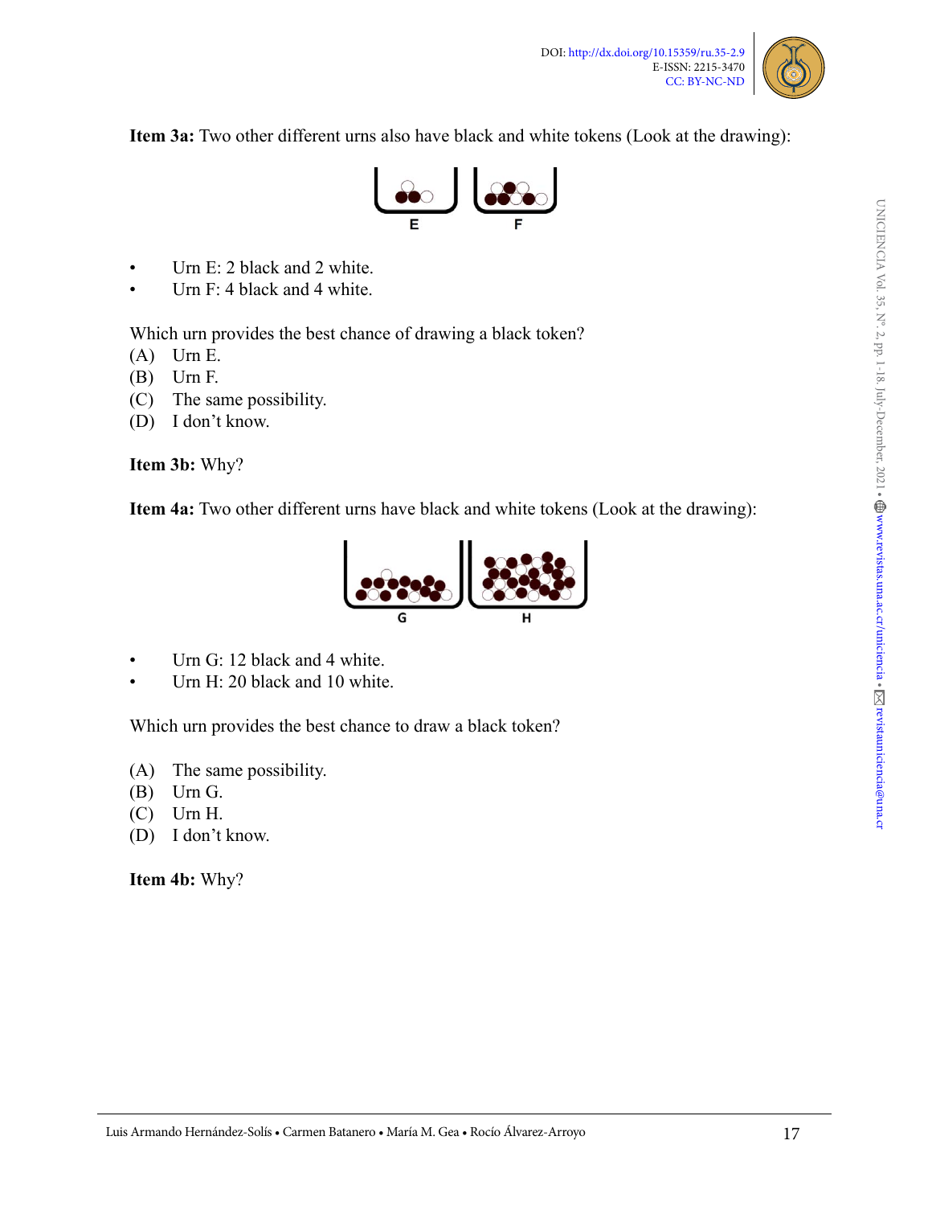**Item 3a:** Two other different urns also have black and white tokens (Look at the drawing):

- Urn E: 2 black and 2 white.
- Urn F: 4 black and 4 white.

Which urn provides the best chance of drawing a black token?

(A) Urn E.
(B) Urn F.
(C) The same possibility.
(D) I don't know.

**Item 3b:** Why?

**Item 4a:** Two other different urns have black and white tokens (Look at the drawing):

- Urn G: 12 black and 4 white.
- Urn H: 20 black and 10 white.

Which urn provides the best chance to draw a black token?

(A) The same possibility.
(B) Urn G.
(C) Urn H.
(D) I don't know.

**Item 4b:** Why?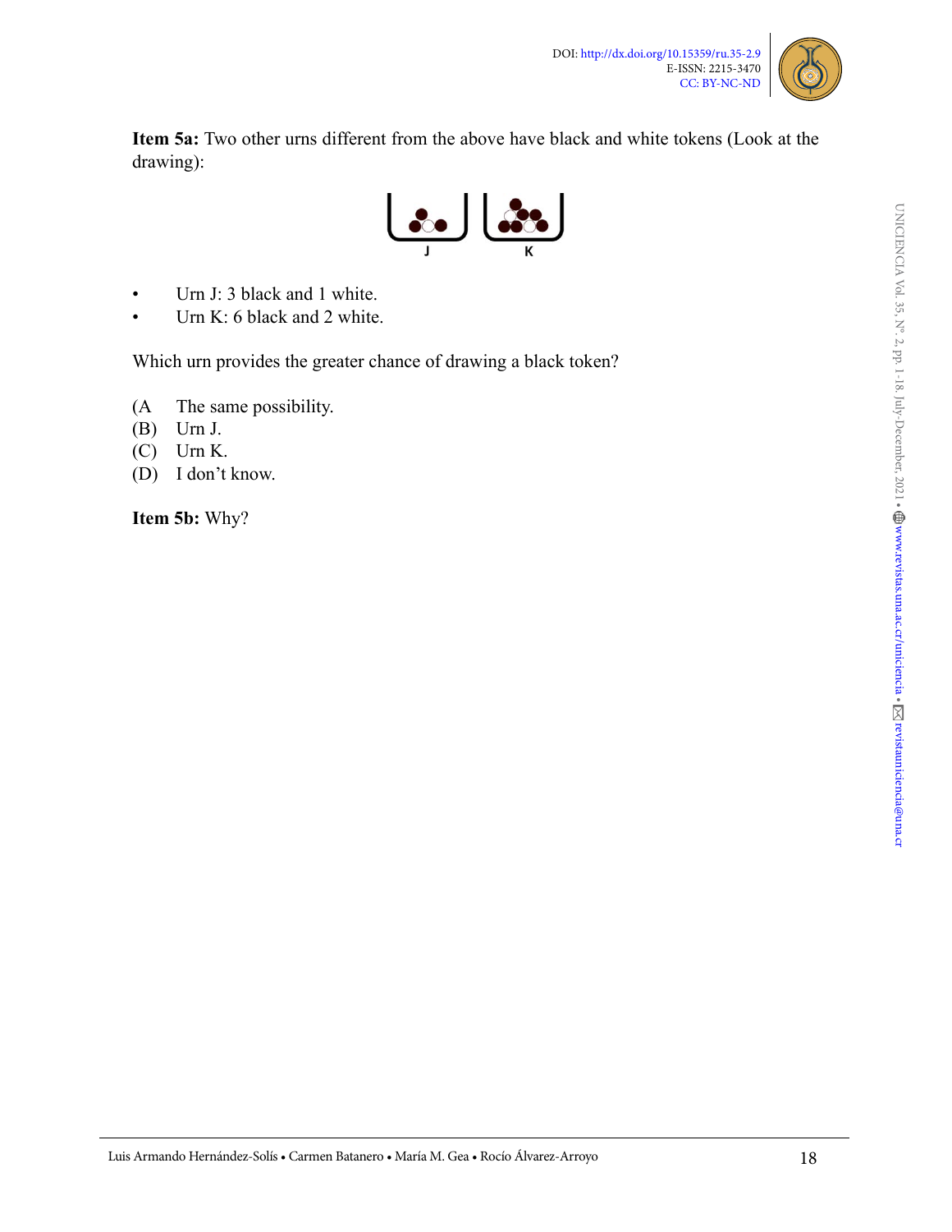**Item 5a:** Two other urns different from the above have black and white tokens (Look at the drawing):

J K

- Urn J: 3 black and 1 white.
- Urn K: 6 black and 2 white.

Which urn provides the greater chance of drawing a black token?

(A The same possibility.
(B) Urn J.
(C) Urn K.
(D) I don't know.

**Item 5b:** Why?